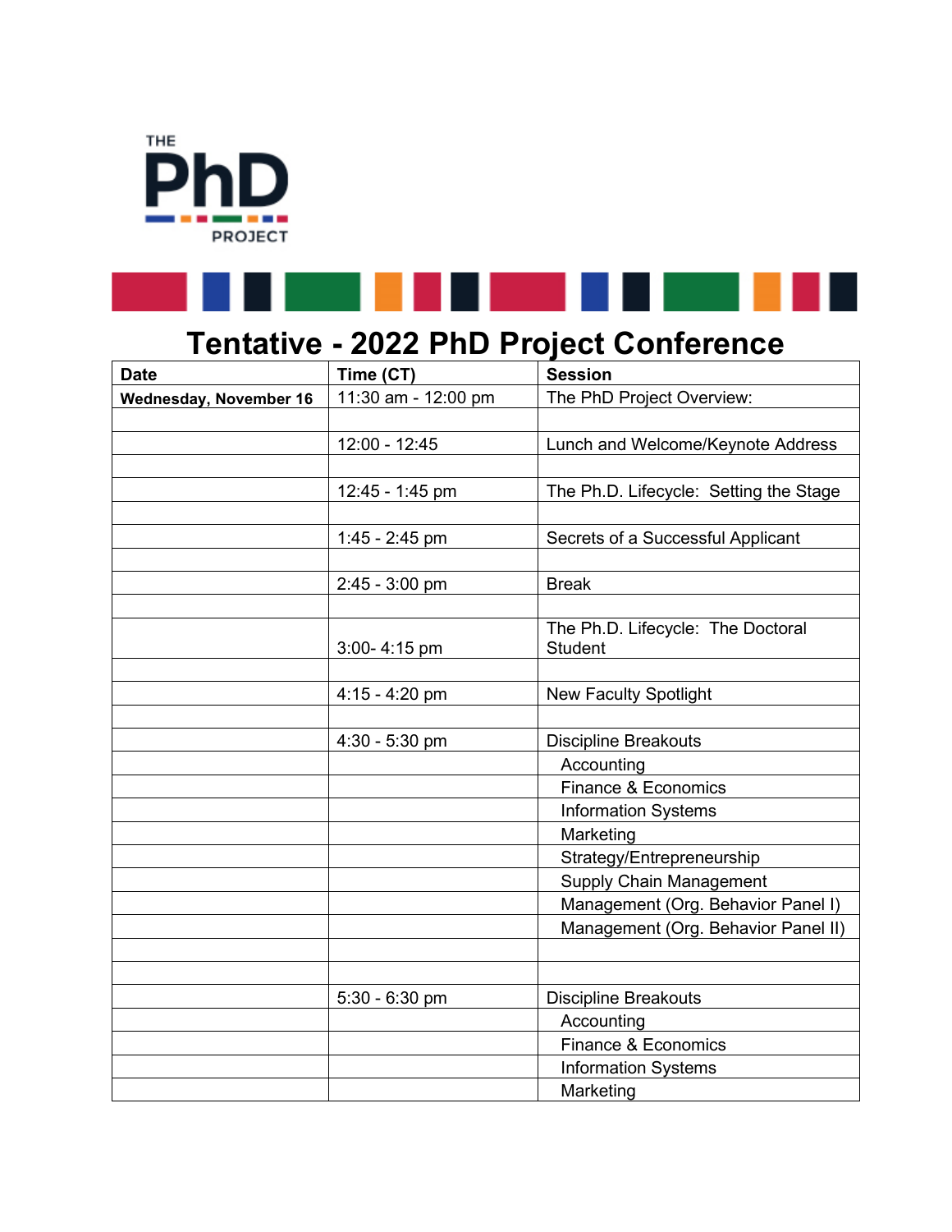THE PhD PROJECT

# Tentative - 2022 PhD Project Conference

| Date | Time (CT) | Session |
|---|---|---|
| **Wednesday, November 16** | 11:30 am - 12:00 pm | The PhD Project Overview: |
| | | |
| | 12:00 - 12:45 | Lunch and Welcome/Keynote Address |
| | | |
| | 12:45 - 1:45 pm | The Ph.D. Lifecycle: Setting the Stage |
| | | |
| | 1:45 - 2:45 pm | Secrets of a Successful Applicant |
| | | |
| | 2:45 - 3:00 pm | Break |
| | | |
| | 3:00- 4:15 pm | The Ph.D. Lifecycle: The Doctoral Student |
| | | |
| | 4:15 - 4:20 pm | New Faculty Spotlight |
| | | |
| | 4:30 - 5:30 pm | Discipline Breakouts |
| | | Accounting |
| | | Finance & Economics |
| | | Information Systems |
| | | Marketing |
| | | Strategy/Entrepreneurship |
| | | Supply Chain Management |
| | | Management (Org. Behavior Panel I) |
| | | Management (Org. Behavior Panel II) |
| | | |
| | | |
| | 5:30 - 6:30 pm | Discipline Breakouts |
| | | Accounting |
| | | Finance & Economics |
| | | Information Systems |
| | | Marketing |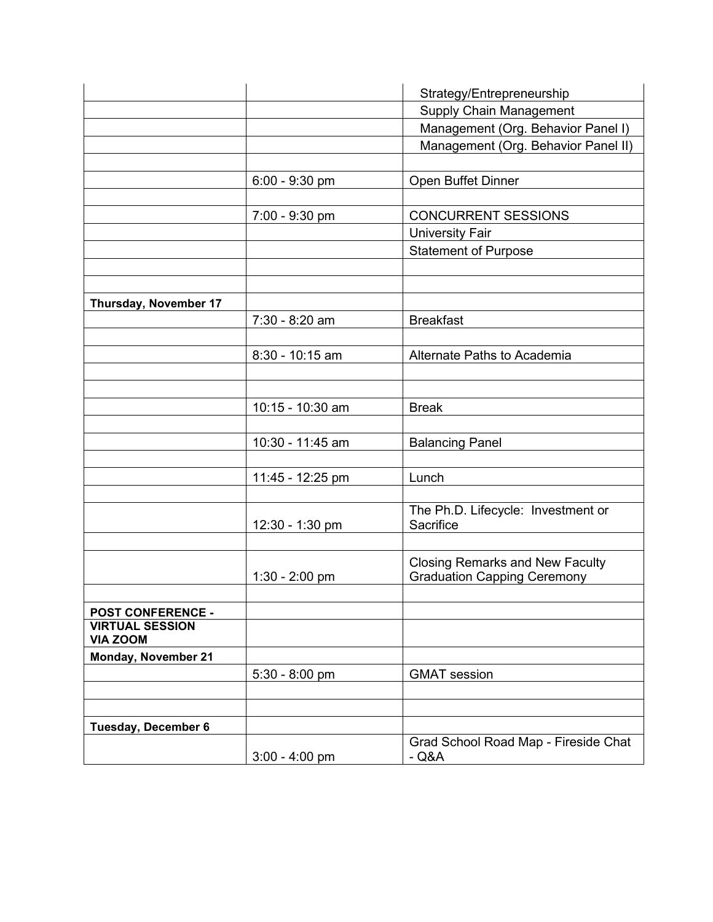| | | |
|---|---|---|
| | | Strategy/Entrepreneurship |
| | | Supply Chain Management |
| | | Management (Org. Behavior Panel I) |
| | | Management (Org. Behavior Panel II) |
| | | |
| | 6:00 - 9:30 pm | Open Buffet Dinner |
| | | |
| | 7:00 - 9:30 pm | CONCURRENT SESSIONS |
| | | University Fair |
| | | Statement of Purpose |
| | | |
| | | |
| **Thursday, November 17** | | |
| | 7:30 - 8:20 am | Breakfast |
| | | |
| | 8:30 - 10:15 am | Alternate Paths to Academia |
| | | |
| | | |
| | 10:15 - 10:30 am | Break |
| | | |
| | 10:30 - 11:45 am | Balancing Panel |
| | | |
| | 11:45 - 12:25 pm | Lunch |
| | | |
| | 12:30 - 1:30 pm | The Ph.D. Lifecycle: Investment or Sacrifice |
| | | |
| | 1:30 - 2:00 pm | Closing Remarks and New Faculty Graduation Capping Ceremony |
| | | |
| **POST CONFERENCE -** | | |
| **VIRTUAL SESSION VIA ZOOM** | | |
| **Monday, November 21** | | |
| | 5:30 - 8:00 pm | GMAT session |
| | | |
| | | |
| **Tuesday, December 6** | | |
| | 3:00 - 4:00 pm | Grad School Road Map - Fireside Chat - Q&A |